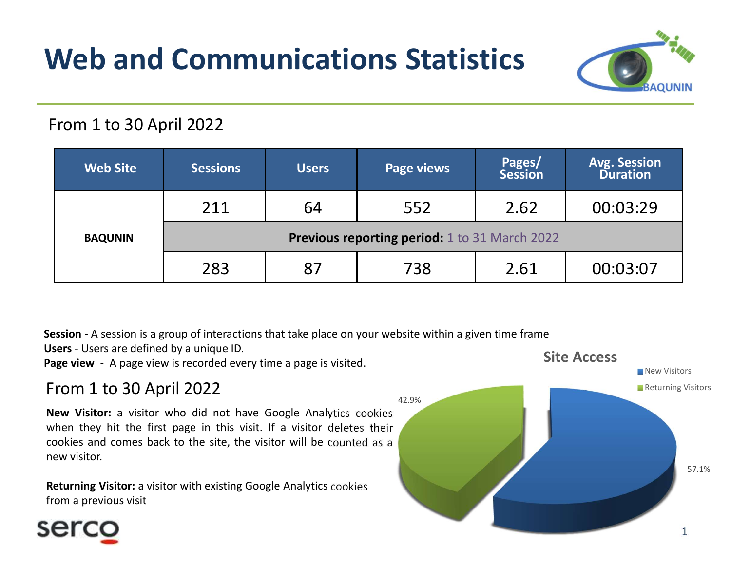# Web and Communications Statistics

From 1 to 30 April 2022

| Web Site | Sessions | Users | Page views | Pages/ Session | Avg. Session Duration |
|---|---|---|---|---|---|
| BAQUNIN | 211 | 64 | 552 | 2.62 | 00:03:29 |
| | **Previous reporting period:** 1 to 31 March 2022 | | | | |
| | 283 | 87 | 738 | 2.61 | 00:03:07 |

**Session** - A session is a group of interactions that take place on your website within a given time frame
**Users** - Users are defined by a unique ID.
**Page view** - A page view is recorded every time a page is visited.

## From 1 to 30 April 2022

**New Visitor:** a visitor who did not have Google Analytics cookies when they hit the first page in this visit. If a visitor deletes their cookies and comes back to the site, the visitor will be counted as a new visitor.

**Returning Visitor:** a visitor with existing Google Analytics cookies from a previous visit

**Site Access**

- New Visitors: 57.1%
- Returning Visitors: 42.9%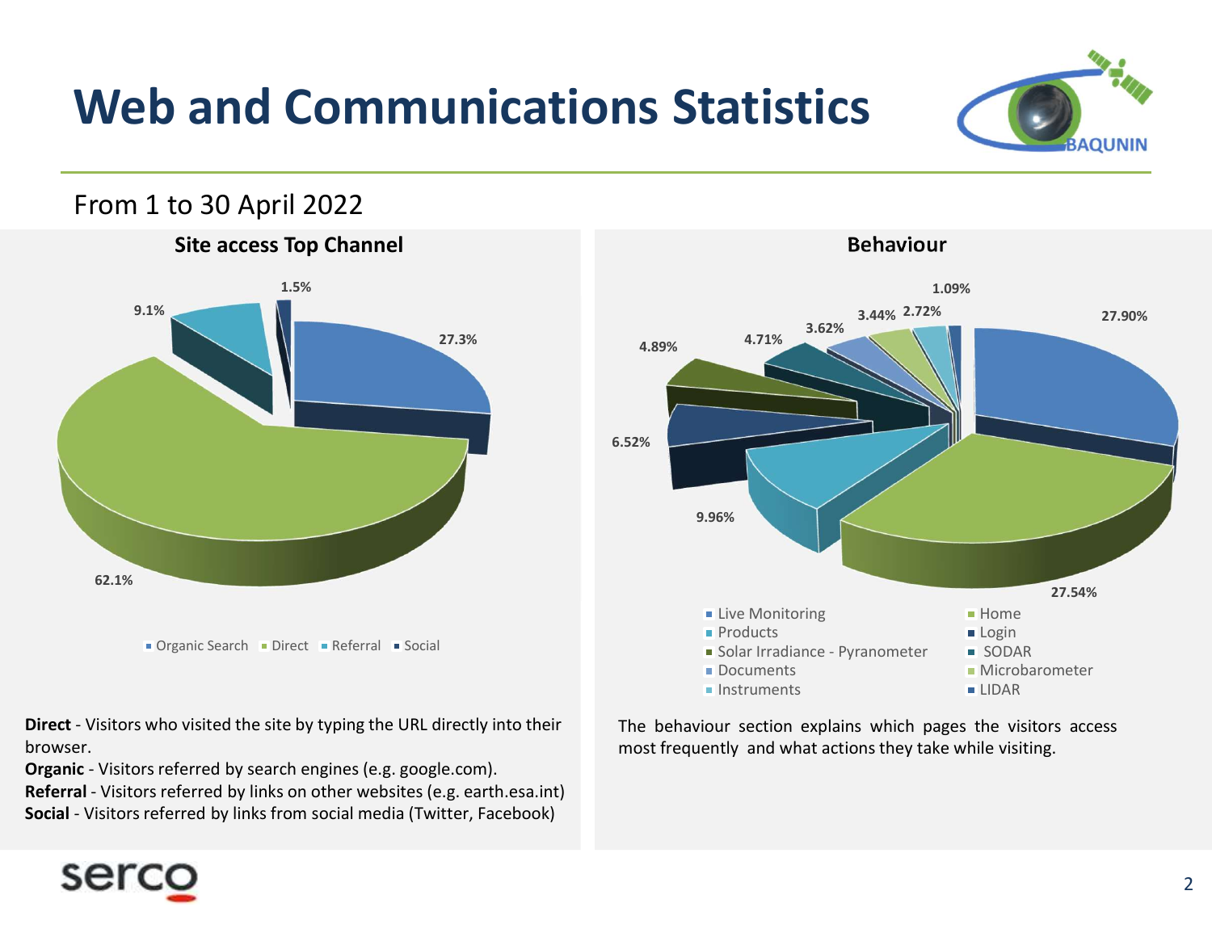# Web and Communications Statistics

From 1 to 30 April 2022

## Site access Top Channel

| Channel | Share |
|---|---|
| Organic Search | 27.3% |
| Direct | 62.1% |
| Referral | 9.1% |
| Social | 1.5% |

**Direct** - Visitors who visited the site by typing the URL directly into their browser.
**Organic** - Visitors referred by search engines (e.g. google.com).
**Referral** - Visitors referred by links on other websites (e.g. earth.esa.int)
**Social** - Visitors referred by links from social media (Twitter, Facebook)

## Behaviour

| Page | Share |
|---|---|
| Live Monitoring | 27.90% |
| Home | 27.54% |
| Products | 9.96% |
| Login | 6.52% |
| Solar Irradiance - Pyranometer | 4.89% |
| SODAR | 4.71% |
| Documents | 3.62% |
| Microbarometer | 3.44% |
| Instruments | 2.72% |
| LIDAR | 1.09% |

The behaviour section explains which pages the visitors access most frequently and what actions they take while visiting.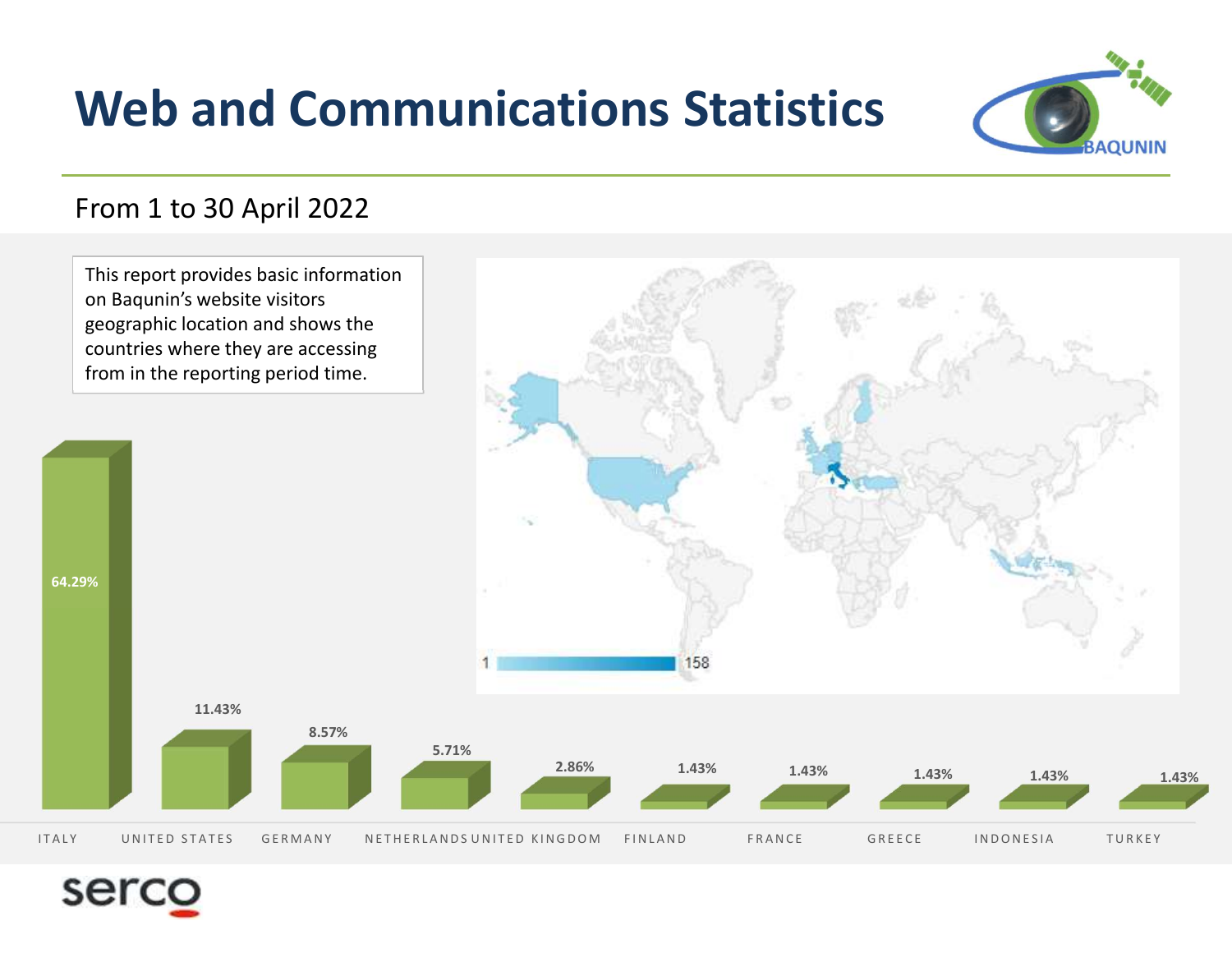# Web and Communications Statistics

From 1 to 30 April 2022

This report provides basic information on Baqunin's website visitors geographic location and shows the countries where they are accessing from in the reporting period time.

1

158

64.29%

11.43%

8.57%

5.71%

2.86%

1.43%

1.43%

1.43%

1.43%

1.43%

ITALY

UNITED STATES

GERMANY

NETHERLANDS

UNITED KINGDOM

FINLAND

FRANCE

GREECE

INDONESIA

TURKEY